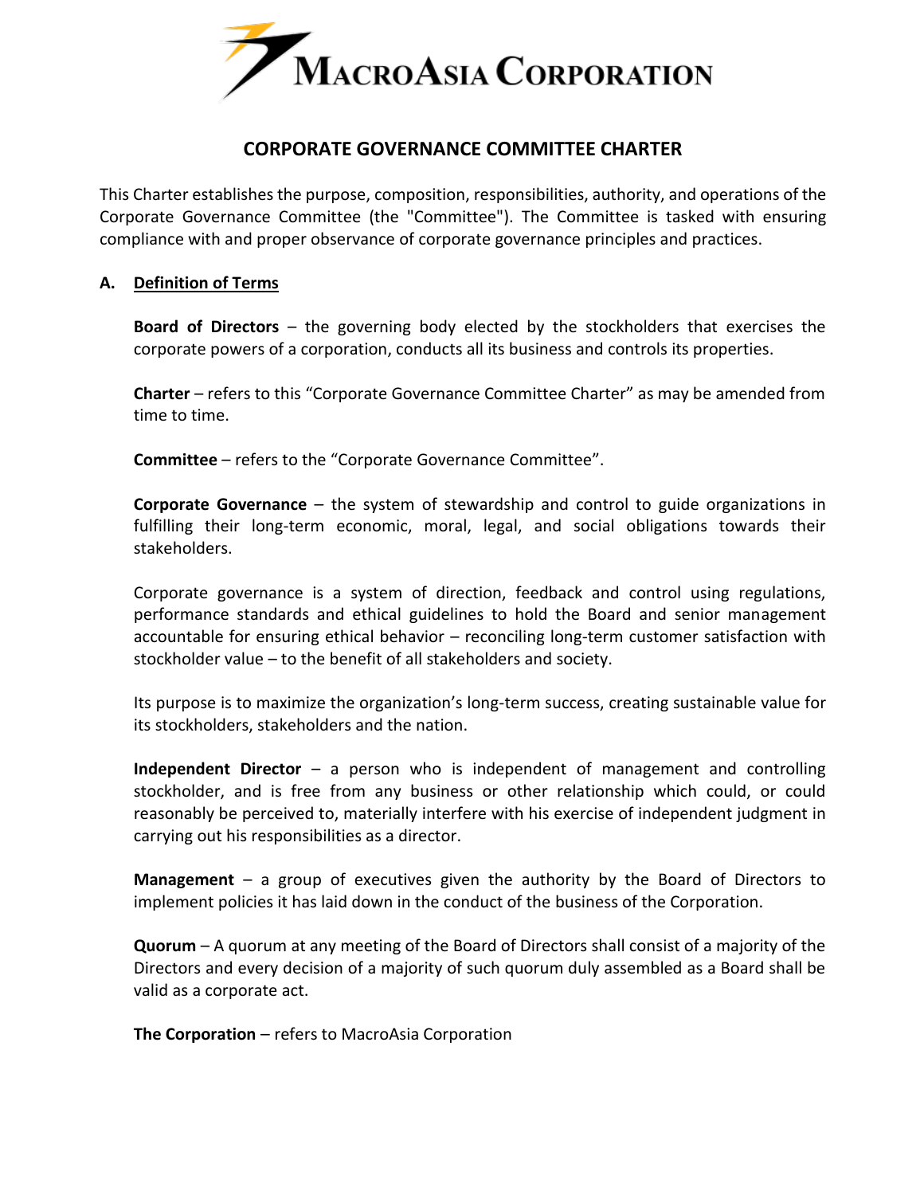# CORPORATE GOVERNANCE COMMITTEE CHARTER

This Charter establishes the purpose, composition, responsibilities, authority, and operations of the Corporate Governance Committee (the "Committee"). The Committee is tasked with ensuring compliance with and proper observance of corporate governance principles and practices.

## A. Definition of Terms

**Board of Directors** – the governing body elected by the stockholders that exercises the corporate powers of a corporation, conducts all its business and controls its properties.

**Charter** – refers to this "Corporate Governance Committee Charter" as may be amended from time to time.

**Committee** – refers to the "Corporate Governance Committee".

**Corporate Governance** – the system of stewardship and control to guide organizations in fulfilling their long-term economic, moral, legal, and social obligations towards their stakeholders.

Corporate governance is a system of direction, feedback and control using regulations, performance standards and ethical guidelines to hold the Board and senior management accountable for ensuring ethical behavior – reconciling long-term customer satisfaction with stockholder value – to the benefit of all stakeholders and society.

Its purpose is to maximize the organization's long-term success, creating sustainable value for its stockholders, stakeholders and the nation.

**Independent Director** – a person who is independent of management and controlling stockholder, and is free from any business or other relationship which could, or could reasonably be perceived to, materially interfere with his exercise of independent judgment in carrying out his responsibilities as a director.

**Management** – a group of executives given the authority by the Board of Directors to implement policies it has laid down in the conduct of the business of the Corporation.

**Quorum** – A quorum at any meeting of the Board of Directors shall consist of a majority of the Directors and every decision of a majority of such quorum duly assembled as a Board shall be valid as a corporate act.

**The Corporation** – refers to MacroAsia Corporation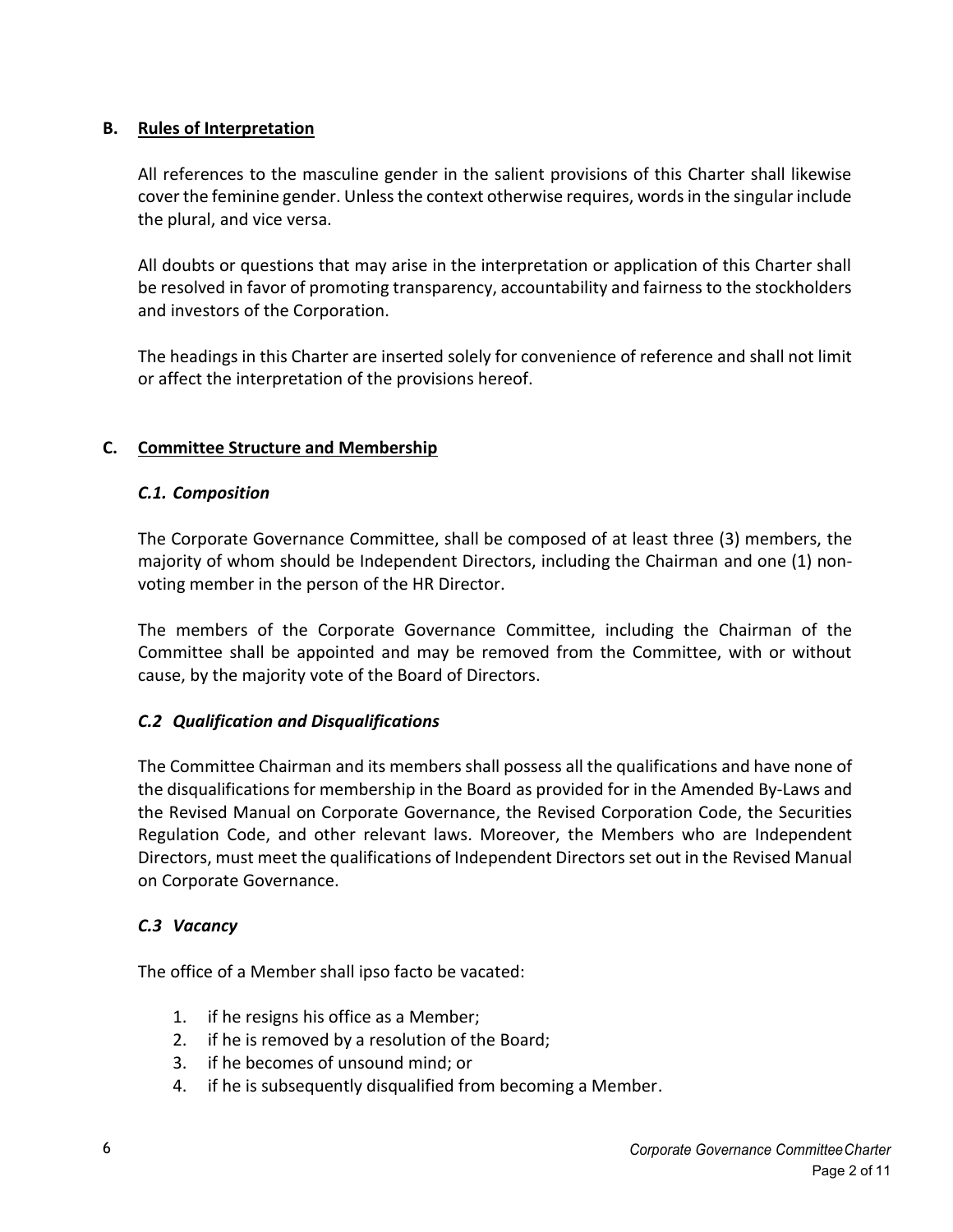## B. Rules of Interpretation

All references to the masculine gender in the salient provisions of this Charter shall likewise cover the feminine gender. Unless the context otherwise requires, words in the singular include the plural, and vice versa.

All doubts or questions that may arise in the interpretation or application of this Charter shall be resolved in favor of promoting transparency, accountability and fairness to the stockholders and investors of the Corporation.

The headings in this Charter are inserted solely for convenience of reference and shall not limit or affect the interpretation of the provisions hereof.

## C. Committee Structure and Membership

### *C.1. Composition*

The Corporate Governance Committee, shall be composed of at least three (3) members, the majority of whom should be Independent Directors, including the Chairman and one (1) non-voting member in the person of the HR Director.

The members of the Corporate Governance Committee, including the Chairman of the Committee shall be appointed and may be removed from the Committee, with or without cause, by the majority vote of the Board of Directors.

### *C.2 Qualification and Disqualifications*

The Committee Chairman and its members shall possess all the qualifications and have none of the disqualifications for membership in the Board as provided for in the Amended By-Laws and the Revised Manual on Corporate Governance, the Revised Corporation Code, the Securities Regulation Code, and other relevant laws. Moreover, the Members who are Independent Directors, must meet the qualifications of Independent Directors set out in the Revised Manual on Corporate Governance.

### *C.3 Vacancy*

The office of a Member shall ipso facto be vacated:

1. if he resigns his office as a Member;
2. if he is removed by a resolution of the Board;
3. if he becomes of unsound mind; or
4. if he is subsequently disqualified from becoming a Member.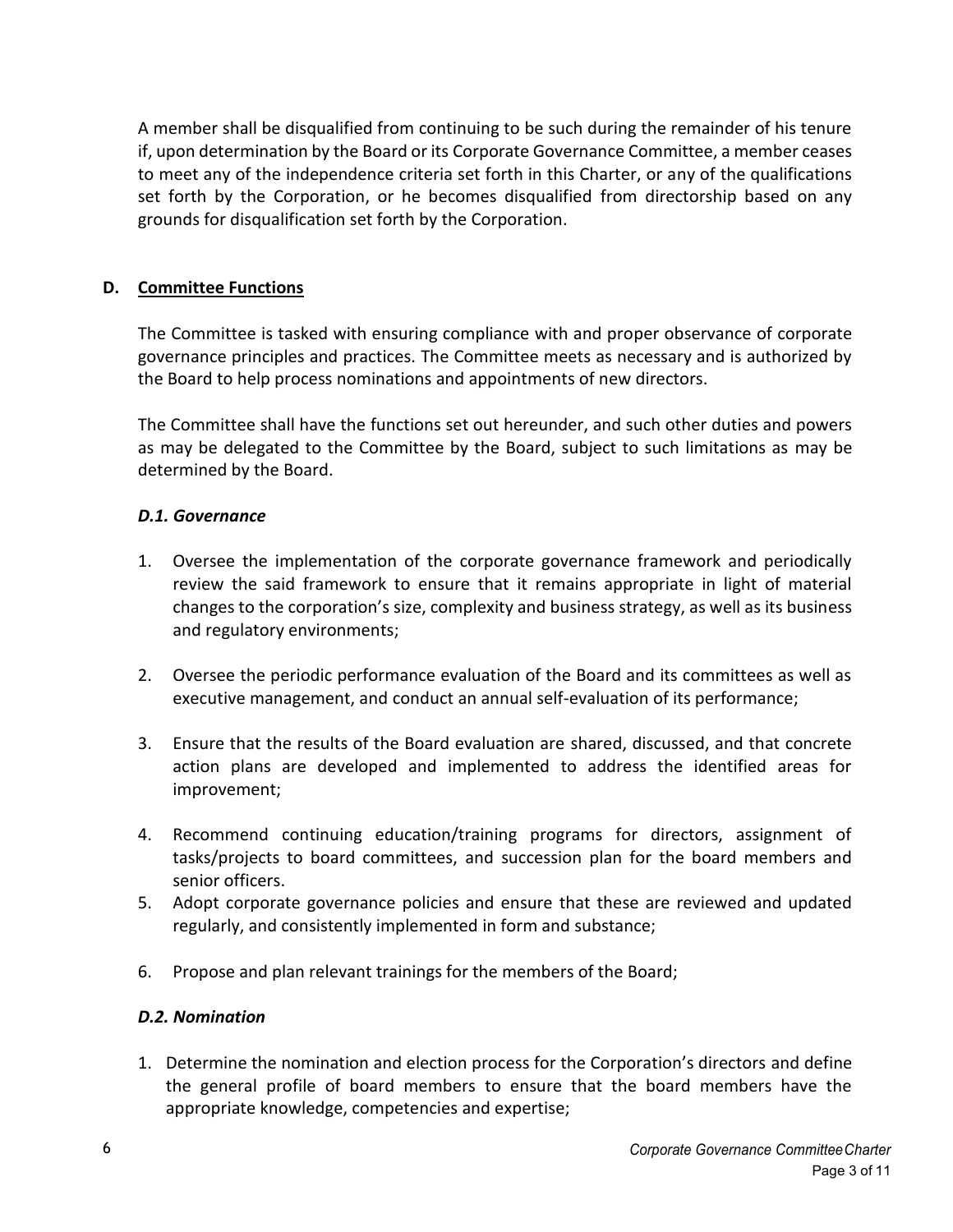A member shall be disqualified from continuing to be such during the remainder of his tenure if, upon determination by the Board or its Corporate Governance Committee, a member ceases to meet any of the independence criteria set forth in this Charter, or any of the qualifications set forth by the Corporation, or he becomes disqualified from directorship based on any grounds for disqualification set forth by the Corporation.

## D. Committee Functions

The Committee is tasked with ensuring compliance with and proper observance of corporate governance principles and practices. The Committee meets as necessary and is authorized by the Board to help process nominations and appointments of new directors.

The Committee shall have the functions set out hereunder, and such other duties and powers as may be delegated to the Committee by the Board, subject to such limitations as may be determined by the Board.

### *D.1. Governance*

1. Oversee the implementation of the corporate governance framework and periodically review the said framework to ensure that it remains appropriate in light of material changes to the corporation's size, complexity and business strategy, as well as its business and regulatory environments;

2. Oversee the periodic performance evaluation of the Board and its committees as well as executive management, and conduct an annual self-evaluation of its performance;

3. Ensure that the results of the Board evaluation are shared, discussed, and that concrete action plans are developed and implemented to address the identified areas for improvement;

4. Recommend continuing education/training programs for directors, assignment of tasks/projects to board committees, and succession plan for the board members and senior officers.
5. Adopt corporate governance policies and ensure that these are reviewed and updated regularly, and consistently implemented in form and substance;

6. Propose and plan relevant trainings for the members of the Board;

### *D.2. Nomination*

1. Determine the nomination and election process for the Corporation's directors and define the general profile of board members to ensure that the board members have the appropriate knowledge, competencies and expertise;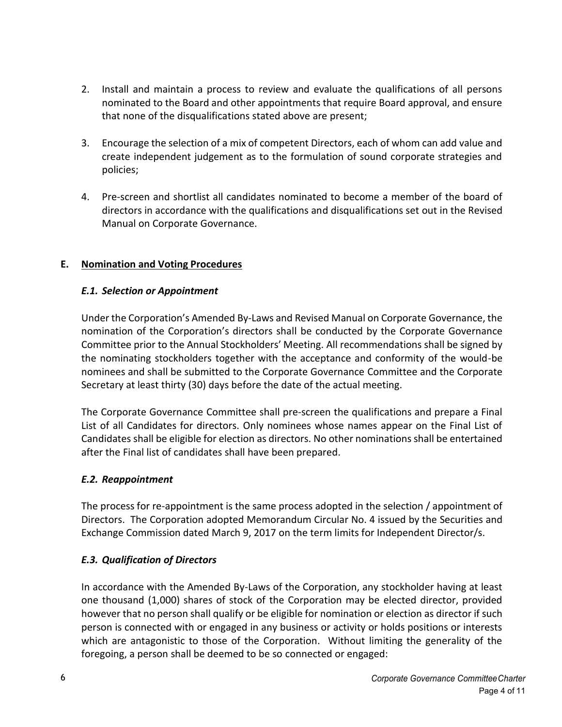2. Install and maintain a process to review and evaluate the qualifications of all persons nominated to the Board and other appointments that require Board approval, and ensure that none of the disqualifications stated above are present;

3. Encourage the selection of a mix of competent Directors, each of whom can add value and create independent judgement as to the formulation of sound corporate strategies and policies;

4. Pre-screen and shortlist all candidates nominated to become a member of the board of directors in accordance with the qualifications and disqualifications set out in the Revised Manual on Corporate Governance.

## E. Nomination and Voting Procedures

### *E.1. Selection or Appointment*

Under the Corporation's Amended By-Laws and Revised Manual on Corporate Governance, the nomination of the Corporation's directors shall be conducted by the Corporate Governance Committee prior to the Annual Stockholders' Meeting. All recommendations shall be signed by the nominating stockholders together with the acceptance and conformity of the would-be nominees and shall be submitted to the Corporate Governance Committee and the Corporate Secretary at least thirty (30) days before the date of the actual meeting.

The Corporate Governance Committee shall pre-screen the qualifications and prepare a Final List of all Candidates for directors. Only nominees whose names appear on the Final List of Candidates shall be eligible for election as directors. No other nominations shall be entertained after the Final list of candidates shall have been prepared.

### *E.2. Reappointment*

The process for re-appointment is the same process adopted in the selection / appointment of Directors. The Corporation adopted Memorandum Circular No. 4 issued by the Securities and Exchange Commission dated March 9, 2017 on the term limits for Independent Director/s.

### *E.3. Qualification of Directors*

In accordance with the Amended By-Laws of the Corporation, any stockholder having at least one thousand (1,000) shares of stock of the Corporation may be elected director, provided however that no person shall qualify or be eligible for nomination or election as director if such person is connected with or engaged in any business or activity or holds positions or interests which are antagonistic to those of the Corporation. Without limiting the generality of the foregoing, a person shall be deemed to be so connected or engaged: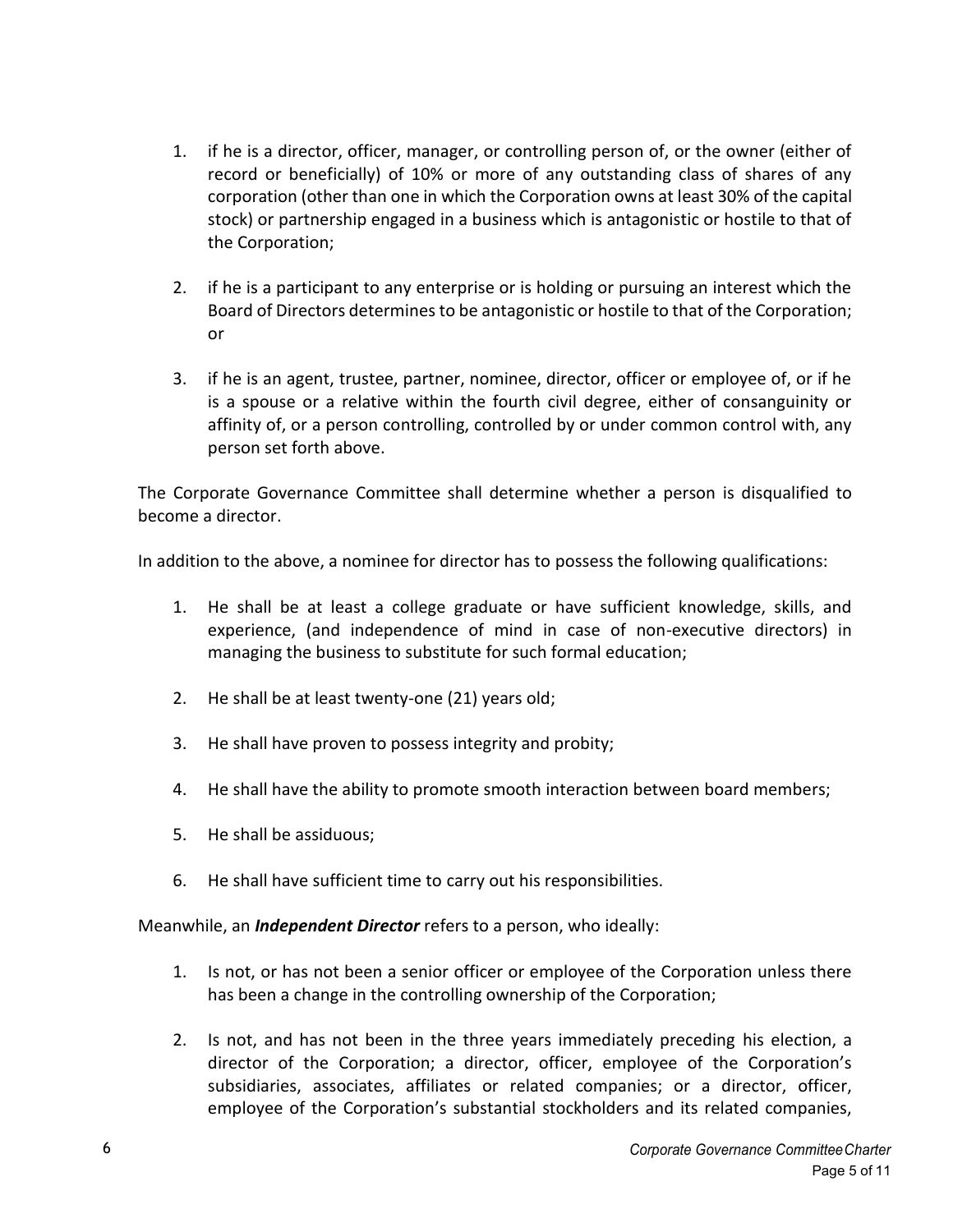1. if he is a director, officer, manager, or controlling person of, or the owner (either of record or beneficially) of 10% or more of any outstanding class of shares of any corporation (other than one in which the Corporation owns at least 30% of the capital stock) or partnership engaged in a business which is antagonistic or hostile to that of the Corporation;

2. if he is a participant to any enterprise or is holding or pursuing an interest which the Board of Directors determines to be antagonistic or hostile to that of the Corporation; or

3. if he is an agent, trustee, partner, nominee, director, officer or employee of, or if he is a spouse or a relative within the fourth civil degree, either of consanguinity or affinity of, or a person controlling, controlled by or under common control with, any person set forth above.

The Corporate Governance Committee shall determine whether a person is disqualified to become a director.

In addition to the above, a nominee for director has to possess the following qualifications:

1. He shall be at least a college graduate or have sufficient knowledge, skills, and experience, (and independence of mind in case of non-executive directors) in managing the business to substitute for such formal education;

2. He shall be at least twenty-one (21) years old;

3. He shall have proven to possess integrity and probity;

4. He shall have the ability to promote smooth interaction between board members;

5. He shall be assiduous;

6. He shall have sufficient time to carry out his responsibilities.

Meanwhile, an ***Independent Director*** refers to a person, who ideally:

1. Is not, or has not been a senior officer or employee of the Corporation unless there has been a change in the controlling ownership of the Corporation;

2. Is not, and has not been in the three years immediately preceding his election, a director of the Corporation; a director, officer, employee of the Corporation's subsidiaries, associates, affiliates or related companies; or a director, officer, employee of the Corporation's substantial stockholders and its related companies,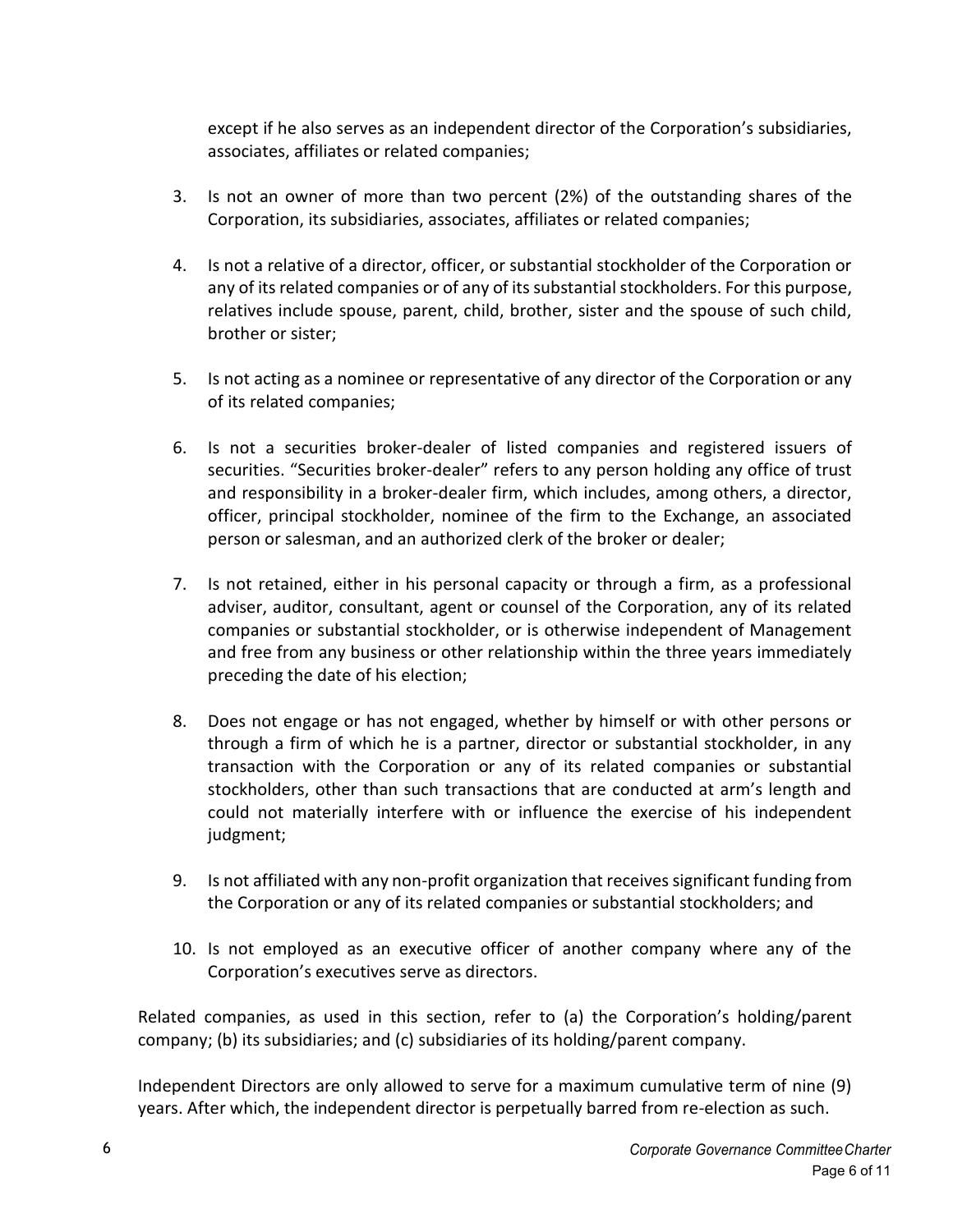except if he also serves as an independent director of the Corporation's subsidiaries, associates, affiliates or related companies;

3. Is not an owner of more than two percent (2%) of the outstanding shares of the Corporation, its subsidiaries, associates, affiliates or related companies;

4. Is not a relative of a director, officer, or substantial stockholder of the Corporation or any of its related companies or of any of its substantial stockholders. For this purpose, relatives include spouse, parent, child, brother, sister and the spouse of such child, brother or sister;

5. Is not acting as a nominee or representative of any director of the Corporation or any of its related companies;

6. Is not a securities broker-dealer of listed companies and registered issuers of securities. "Securities broker-dealer" refers to any person holding any office of trust and responsibility in a broker-dealer firm, which includes, among others, a director, officer, principal stockholder, nominee of the firm to the Exchange, an associated person or salesman, and an authorized clerk of the broker or dealer;

7. Is not retained, either in his personal capacity or through a firm, as a professional adviser, auditor, consultant, agent or counsel of the Corporation, any of its related companies or substantial stockholder, or is otherwise independent of Management and free from any business or other relationship within the three years immediately preceding the date of his election;

8. Does not engage or has not engaged, whether by himself or with other persons or through a firm of which he is a partner, director or substantial stockholder, in any transaction with the Corporation or any of its related companies or substantial stockholders, other than such transactions that are conducted at arm's length and could not materially interfere with or influence the exercise of his independent judgment;

9. Is not affiliated with any non-profit organization that receives significant funding from the Corporation or any of its related companies or substantial stockholders; and

10. Is not employed as an executive officer of another company where any of the Corporation's executives serve as directors.

Related companies, as used in this section, refer to (a) the Corporation's holding/parent company; (b) its subsidiaries; and (c) subsidiaries of its holding/parent company.

Independent Directors are only allowed to serve for a maximum cumulative term of nine (9) years. After which, the independent director is perpetually barred from re-election as such.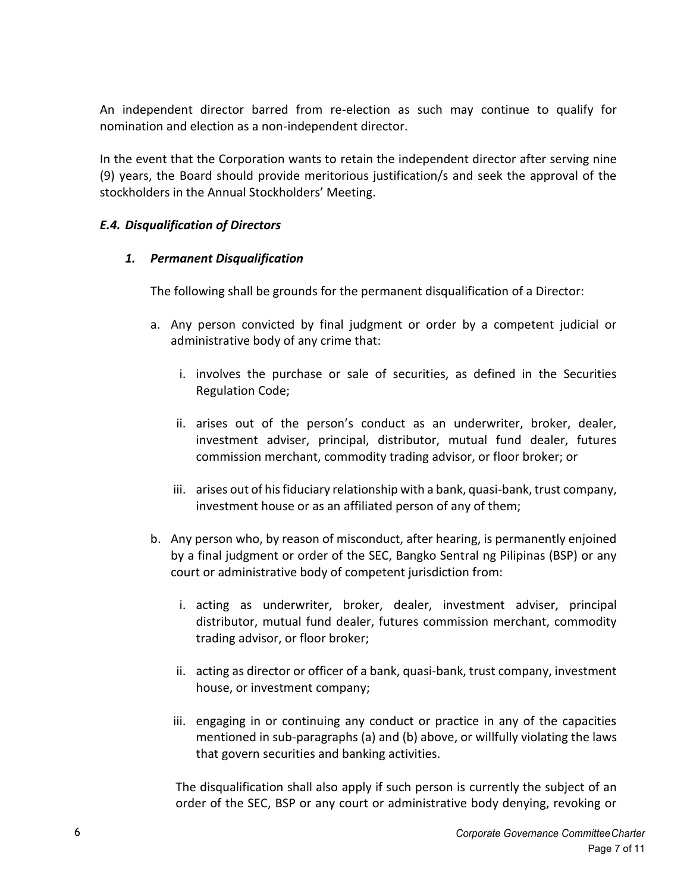An independent director barred from re-election as such may continue to qualify for nomination and election as a non-independent director.

In the event that the Corporation wants to retain the independent director after serving nine (9) years, the Board should provide meritorious justification/s and seek the approval of the stockholders in the Annual Stockholders' Meeting.

### *E.4. Disqualification of Directors*

#### *1. Permanent Disqualification*

The following shall be grounds for the permanent disqualification of a Director:

a. Any person convicted by final judgment or order by a competent judicial or administrative body of any crime that:

    i. involves the purchase or sale of securities, as defined in the Securities Regulation Code;

    ii. arises out of the person's conduct as an underwriter, broker, dealer, investment adviser, principal, distributor, mutual fund dealer, futures commission merchant, commodity trading advisor, or floor broker; or

    iii. arises out of his fiduciary relationship with a bank, quasi-bank, trust company, investment house or as an affiliated person of any of them;

b. Any person who, by reason of misconduct, after hearing, is permanently enjoined by a final judgment or order of the SEC, Bangko Sentral ng Pilipinas (BSP) or any court or administrative body of competent jurisdiction from:

    i. acting as underwriter, broker, dealer, investment adviser, principal distributor, mutual fund dealer, futures commission merchant, commodity trading advisor, or floor broker;

    ii. acting as director or officer of a bank, quasi-bank, trust company, investment house, or investment company;

    iii. engaging in or continuing any conduct or practice in any of the capacities mentioned in sub-paragraphs (a) and (b) above, or willfully violating the laws that govern securities and banking activities.

The disqualification shall also apply if such person is currently the subject of an order of the SEC, BSP or any court or administrative body denying, revoking or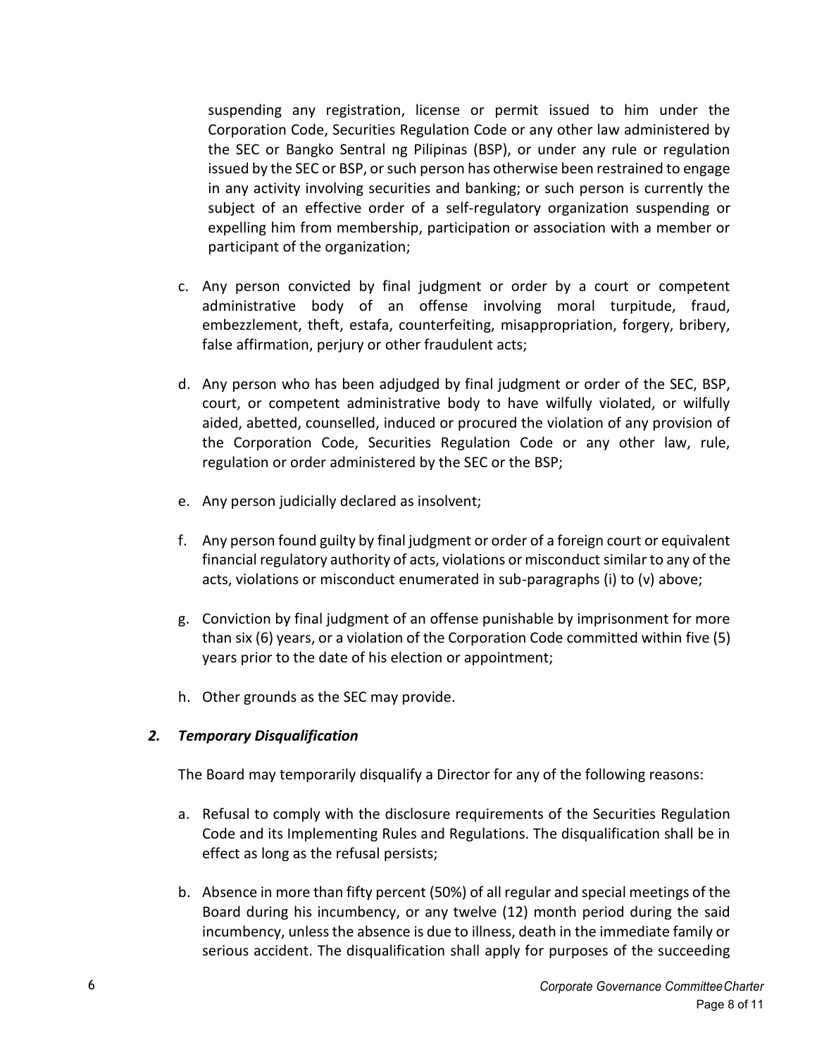suspending any registration, license or permit issued to him under the Corporation Code, Securities Regulation Code or any other law administered by the SEC or Bangko Sentral ng Pilipinas (BSP), or under any rule or regulation issued by the SEC or BSP, or such person has otherwise been restrained to engage in any activity involving securities and banking; or such person is currently the subject of an effective order of a self-regulatory organization suspending or expelling him from membership, participation or association with a member or participant of the organization;

c. Any person convicted by final judgment or order by a court or competent administrative body of an offense involving moral turpitude, fraud, embezzlement, theft, estafa, counterfeiting, misappropriation, forgery, bribery, false affirmation, perjury or other fraudulent acts;

d. Any person who has been adjudged by final judgment or order of the SEC, BSP, court, or competent administrative body to have wilfully violated, or wilfully aided, abetted, counselled, induced or procured the violation of any provision of the Corporation Code, Securities Regulation Code or any other law, rule, regulation or order administered by the SEC or the BSP;

e. Any person judicially declared as insolvent;

f. Any person found guilty by final judgment or order of a foreign court or equivalent financial regulatory authority of acts, violations or misconduct similar to any of the acts, violations or misconduct enumerated in sub-paragraphs (i) to (v) above;

g. Conviction by final judgment of an offense punishable by imprisonment for more than six (6) years, or a violation of the Corporation Code committed within five (5) years prior to the date of his election or appointment;

h. Other grounds as the SEC may provide.

***2. Temporary Disqualification***

The Board may temporarily disqualify a Director for any of the following reasons:

a. Refusal to comply with the disclosure requirements of the Securities Regulation Code and its Implementing Rules and Regulations. The disqualification shall be in effect as long as the refusal persists;

b. Absence in more than fifty percent (50%) of all regular and special meetings of the Board during his incumbency, or any twelve (12) month period during the said incumbency, unless the absence is due to illness, death in the immediate family or serious accident. The disqualification shall apply for purposes of the succeeding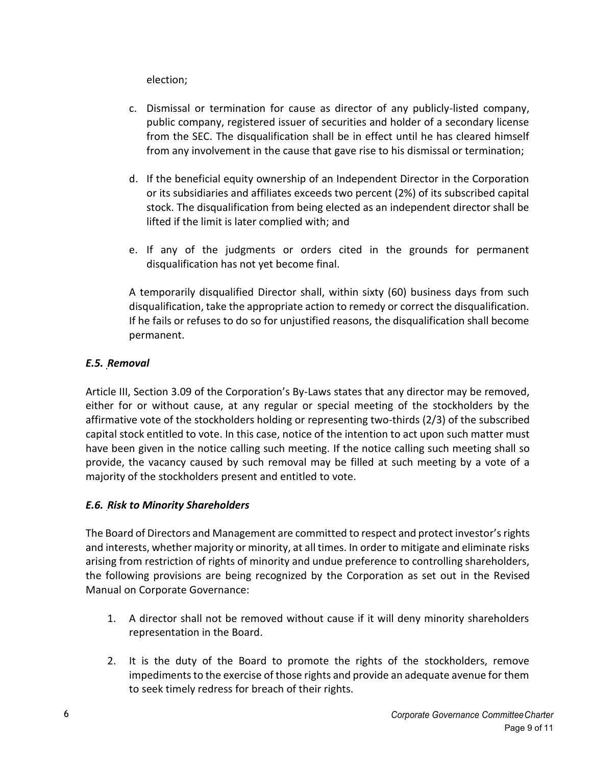election;

c. Dismissal or termination for cause as director of any publicly-listed company, public company, registered issuer of securities and holder of a secondary license from the SEC. The disqualification shall be in effect until he has cleared himself from any involvement in the cause that gave rise to his dismissal or termination;

d. If the beneficial equity ownership of an Independent Director in the Corporation or its subsidiaries and affiliates exceeds two percent (2%) of its subscribed capital stock. The disqualification from being elected as an independent director shall be lifted if the limit is later complied with; and

e. If any of the judgments or orders cited in the grounds for permanent disqualification has not yet become final.

A temporarily disqualified Director shall, within sixty (60) business days from such disqualification, take the appropriate action to remedy or correct the disqualification. If he fails or refuses to do so for unjustified reasons, the disqualification shall become permanent.

### *E.5. Removal*

Article III, Section 3.09 of the Corporation's By-Laws states that any director may be removed, either for or without cause, at any regular or special meeting of the stockholders by the affirmative vote of the stockholders holding or representing two-thirds (2/3) of the subscribed capital stock entitled to vote. In this case, notice of the intention to act upon such matter must have been given in the notice calling such meeting. If the notice calling such meeting shall so provide, the vacancy caused by such removal may be filled at such meeting by a vote of a majority of the stockholders present and entitled to vote.

### *E.6. Risk to Minority Shareholders*

The Board of Directors and Management are committed to respect and protect investor's rights and interests, whether majority or minority, at all times. In order to mitigate and eliminate risks arising from restriction of rights of minority and undue preference to controlling shareholders, the following provisions are being recognized by the Corporation as set out in the Revised Manual on Corporate Governance:

1. A director shall not be removed without cause if it will deny minority shareholders representation in the Board.
2. It is the duty of the Board to promote the rights of the stockholders, remove impediments to the exercise of those rights and provide an adequate avenue for them to seek timely redress for breach of their rights.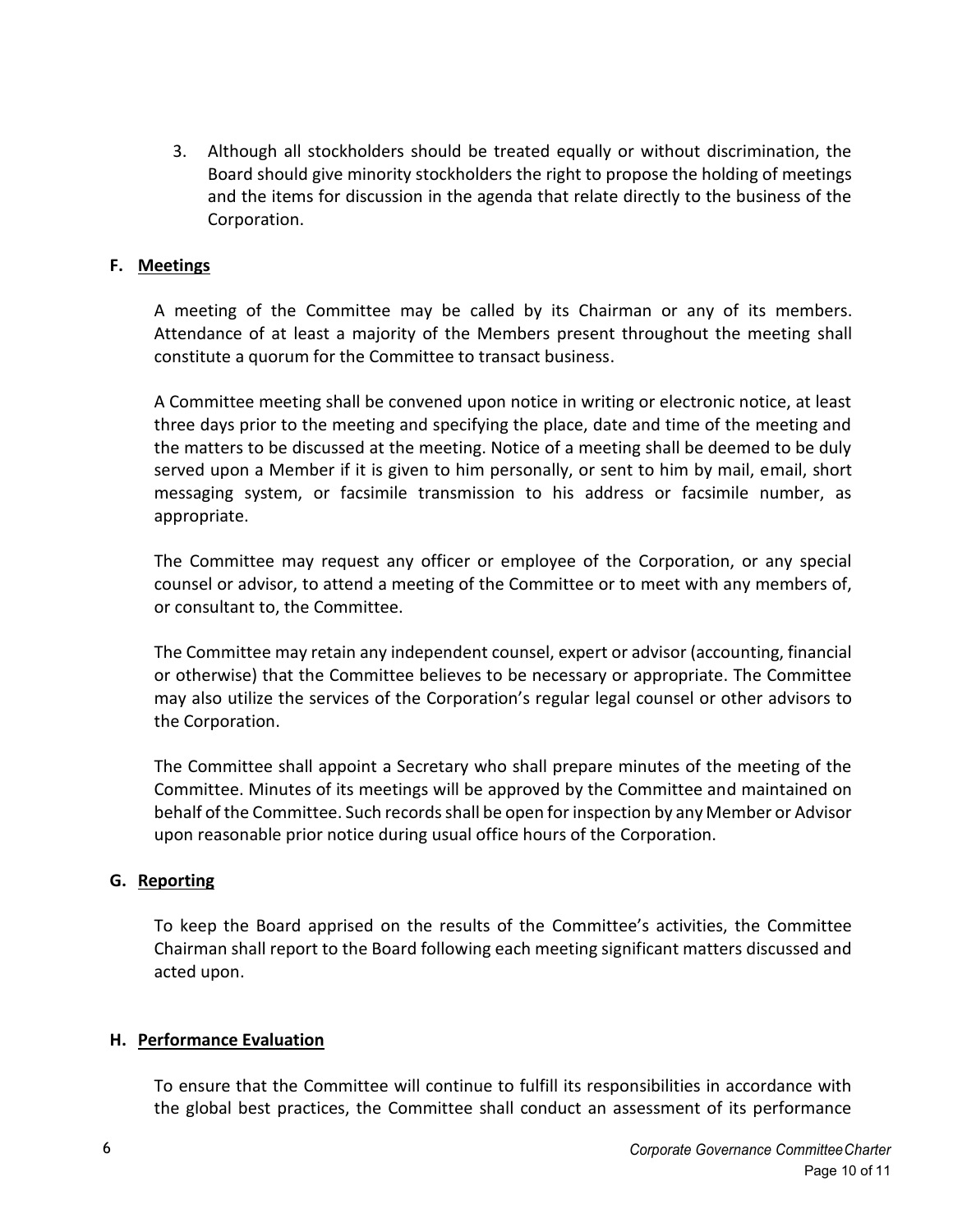3. Although all stockholders should be treated equally or without discrimination, the Board should give minority stockholders the right to propose the holding of meetings and the items for discussion in the agenda that relate directly to the business of the Corporation.

## F. Meetings

A meeting of the Committee may be called by its Chairman or any of its members. Attendance of at least a majority of the Members present throughout the meeting shall constitute a quorum for the Committee to transact business.

A Committee meeting shall be convened upon notice in writing or electronic notice, at least three days prior to the meeting and specifying the place, date and time of the meeting and the matters to be discussed at the meeting. Notice of a meeting shall be deemed to be duly served upon a Member if it is given to him personally, or sent to him by mail, email, short messaging system, or facsimile transmission to his address or facsimile number, as appropriate.

The Committee may request any officer or employee of the Corporation, or any special counsel or advisor, to attend a meeting of the Committee or to meet with any members of, or consultant to, the Committee.

The Committee may retain any independent counsel, expert or advisor (accounting, financial or otherwise) that the Committee believes to be necessary or appropriate. The Committee may also utilize the services of the Corporation's regular legal counsel or other advisors to the Corporation.

The Committee shall appoint a Secretary who shall prepare minutes of the meeting of the Committee. Minutes of its meetings will be approved by the Committee and maintained on behalf of the Committee. Such records shall be open for inspection by any Member or Advisor upon reasonable prior notice during usual office hours of the Corporation.

## G. Reporting

To keep the Board apprised on the results of the Committee's activities, the Committee Chairman shall report to the Board following each meeting significant matters discussed and acted upon.

## H. Performance Evaluation

To ensure that the Committee will continue to fulfill its responsibilities in accordance with the global best practices, the Committee shall conduct an assessment of its performance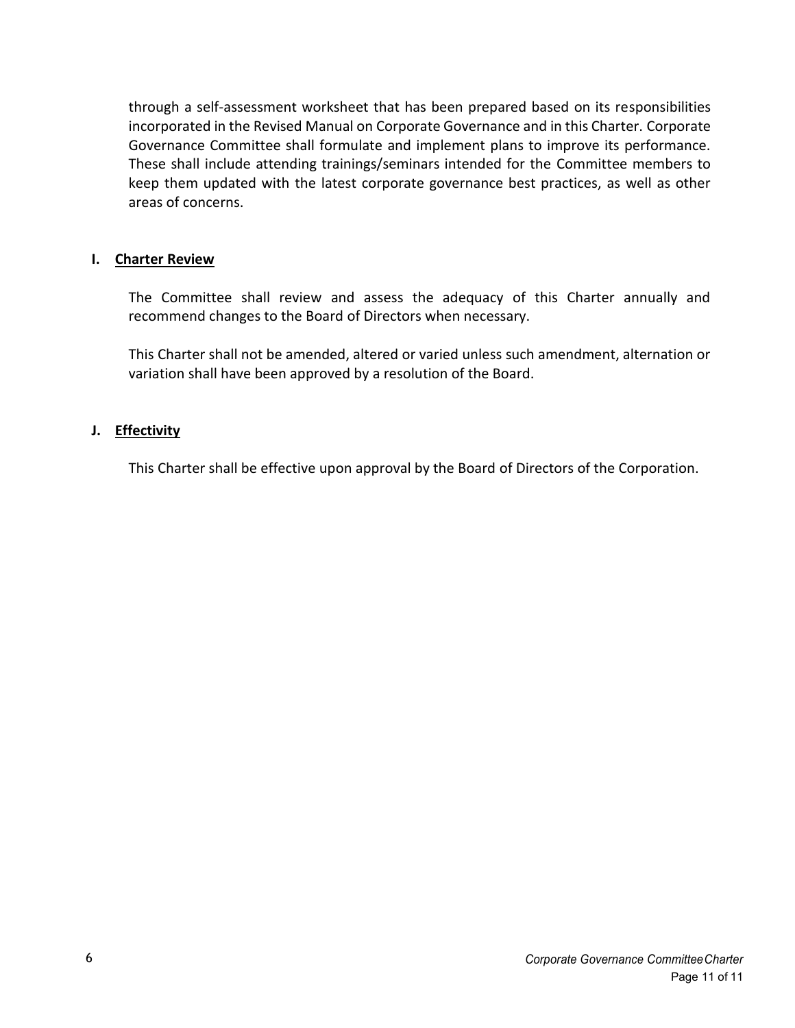through a self-assessment worksheet that has been prepared based on its responsibilities incorporated in the Revised Manual on Corporate Governance and in this Charter. Corporate Governance Committee shall formulate and implement plans to improve its performance. These shall include attending trainings/seminars intended for the Committee members to keep them updated with the latest corporate governance best practices, as well as other areas of concerns.

## I. Charter Review

The Committee shall review and assess the adequacy of this Charter annually and recommend changes to the Board of Directors when necessary.

This Charter shall not be amended, altered or varied unless such amendment, alternation or variation shall have been approved by a resolution of the Board.

## J. Effectivity

This Charter shall be effective upon approval by the Board of Directors of the Corporation.